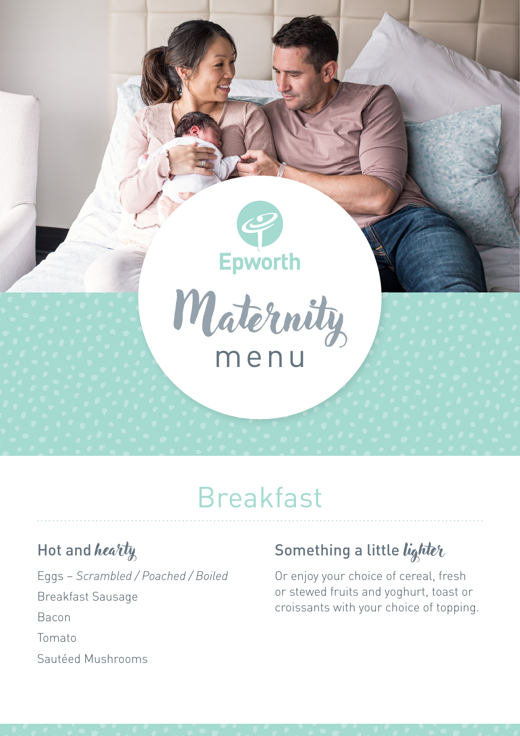Epworth

# Maternity menu

## Breakfast

### Hot and *hearty*

Eggs – *Scrambled / Poached / Boiled*

Breakfast Sausage

Bacon

Tomato

Sautéed Mushrooms

### Something a little *lighter*

Or enjoy your choice of cereal, fresh or stewed fruits and yoghurt, toast or croissants with your choice of topping.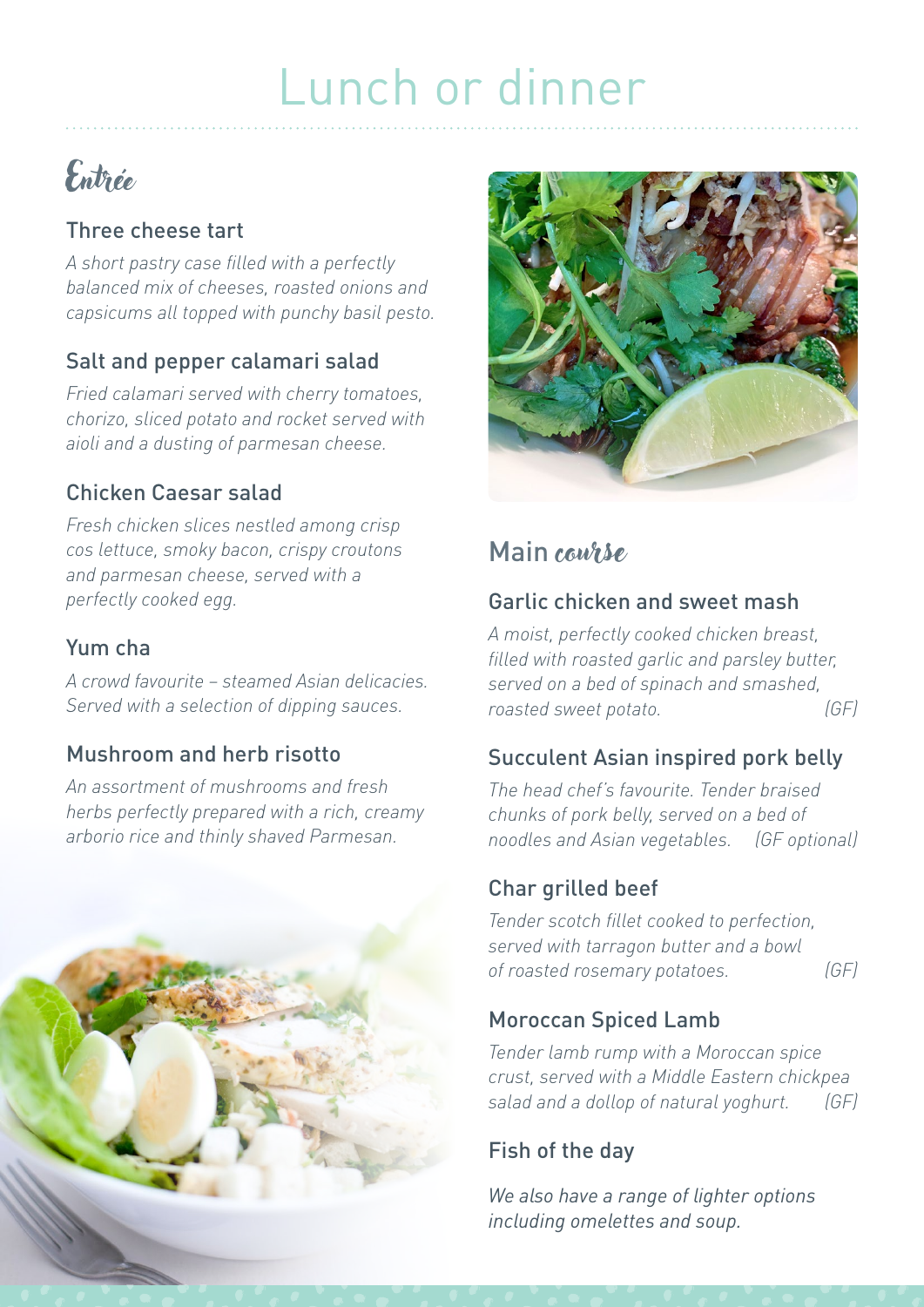# Lunch or dinner

## Entrée

### Three cheese tart

*A short pastry case filled with a perfectly balanced mix of cheeses, roasted onions and capsicums all topped with punchy basil pesto.*

### Salt and pepper calamari salad

*Fried calamari served with cherry tomatoes, chorizo, sliced potato and rocket served with aioli and a dusting of parmesan cheese.*

### Chicken Caesar salad

*Fresh chicken slices nestled among crisp cos lettuce, smoky bacon, crispy croutons and parmesan cheese, served with a perfectly cooked egg.*

### Yum cha

*A crowd favourite – steamed Asian delicacies. Served with a selection of dipping sauces.*

### Mushroom and herb risotto

*An assortment of mushrooms and fresh herbs perfectly prepared with a rich, creamy arborio rice and thinly shaved Parmesan.*

## Main course

### Garlic chicken and sweet mash

*A moist, perfectly cooked chicken breast, filled with roasted garlic and parsley butter, served on a bed of spinach and smashed, roasted sweet potato.* *(GF)*

### Succulent Asian inspired pork belly

*The head chef's favourite. Tender braised chunks of pork belly, served on a bed of noodles and Asian vegetables.* *(GF optional)*

### Char grilled beef

*Tender scotch fillet cooked to perfection, served with tarragon butter and a bowl of roasted rosemary potatoes.* *(GF)*

### Moroccan Spiced Lamb

*Tender lamb rump with a Moroccan spice crust, served with a Middle Eastern chickpea salad and a dollop of natural yoghurt.* *(GF)*

### Fish of the day

*We also have a range of lighter options including omelettes and soup.*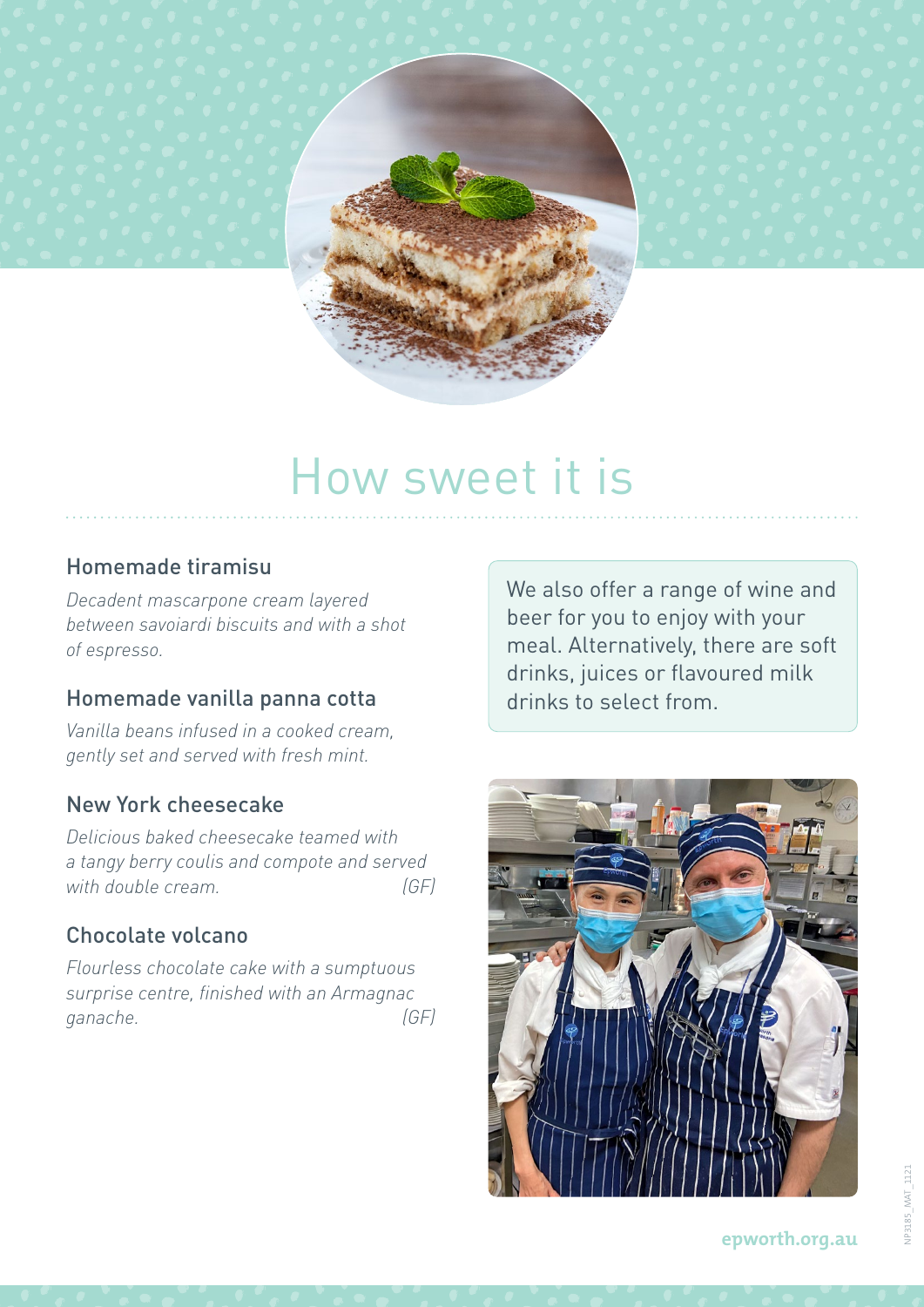# How sweet it is

### Homemade tiramisu

*Decadent mascarpone cream layered between savoiardi biscuits and with a shot of espresso.*

### Homemade vanilla panna cotta

*Vanilla beans infused in a cooked cream, gently set and served with fresh mint.*

### New York cheesecake

*Delicious baked cheesecake teamed with a tangy berry coulis and compote and served with double cream.* *(GF)*

### Chocolate volcano

*Flourless chocolate cake with a sumptuous surprise centre, finished with an Armagnac ganache.* *(GF)*

We also offer a range of wine and beer for you to enjoy with your meal. Alternatively, there are soft drinks, juices or flavoured milk drinks to select from.

epworth.org.au

NP3185_MAT_1121